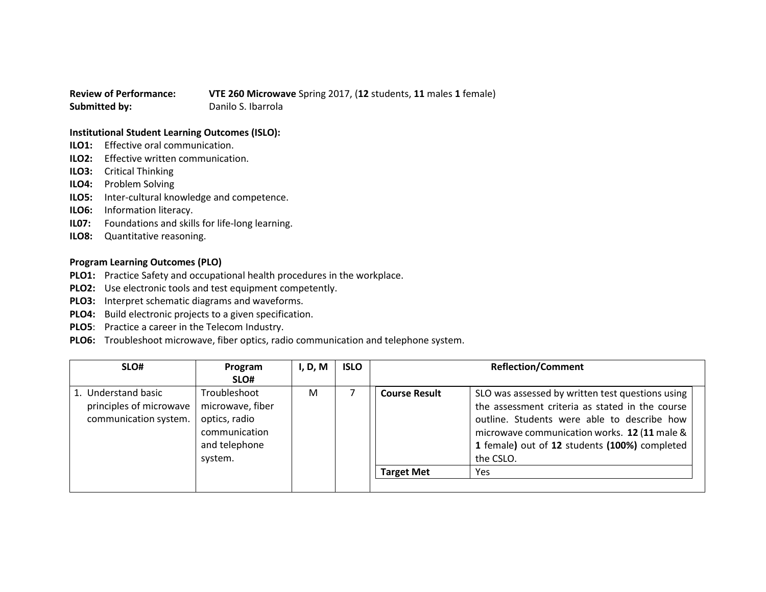**Review of Performance:** **VTE 260 Microwave** Spring 2017, (**12** students, **11** males **1** female)
**Submitted by:** Danilo S. Ibarrola

**Institutional Student Learning Outcomes (ISLO):**

**ILO1:** Effective oral communication.
**ILO2:** Effective written communication.
**ILO3:** Critical Thinking
**ILO4:** Problem Solving
**ILO5:** Inter-cultural knowledge and competence.
**ILO6:** Information literacy.
**IL07:** Foundations and skills for life-long learning.
**ILO8:** Quantitative reasoning.

**Program Learning Outcomes (PLO)**

**PLO1:** Practice Safety and occupational health procedures in the workplace.
**PLO2:** Use electronic tools and test equipment competently.
**PLO3:** Interpret schematic diagrams and waveforms.
**PLO4:** Build electronic projects to a given specification.
**PLO5**: Practice a career in the Telecom Industry.
**PLO6:** Troubleshoot microwave, fiber optics, radio communication and telephone system.

| SLO# | Program SLO# | I, D, M | ISLO | Reflection/Comment | |
|---|---|---|---|---|---|
| 1. Understand basic principles of microwave communication system. | Troubleshoot microwave, fiber optics, radio communication and telephone system. | M | 7 | **Course Result** | SLO was assessed by written test questions using the assessment criteria as stated in the course outline. Students were able to describe how microwave communication works. **12** (**11** male & **1** female**)** out of **12** students **(100%)** completed the CSLO. |
| | | | | **Target Met** | Yes |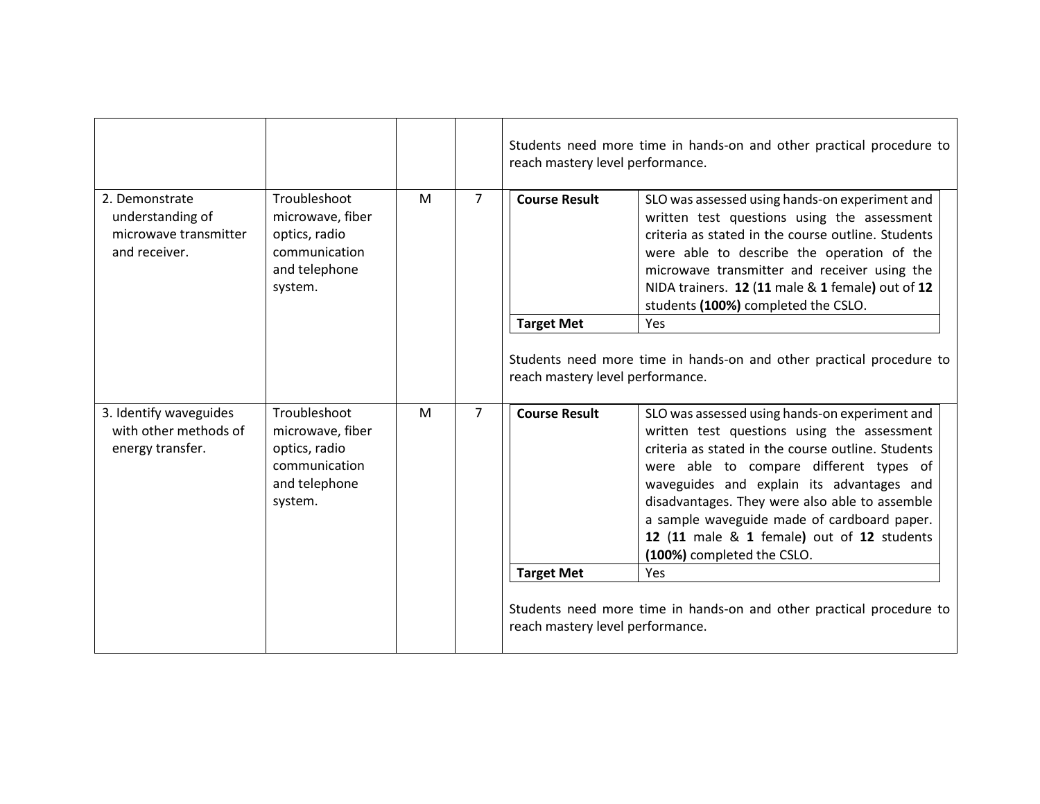| | | | | |
|---|---|---|---|---|
| | | | | Students need more time in hands-on and other practical procedure to reach mastery level performance. |
| 2. Demonstrate understanding of microwave transmitter and receiver. | Troubleshoot microwave, fiber optics, radio communication and telephone system. | M | 7 | **Course Result**: SLO was assessed using hands-on experiment and written test questions using the assessment criteria as stated in the course outline. Students were able to describe the operation of the microwave transmitter and receiver using the NIDA trainers. **12** (**11** male & **1** female**)** out of **12** students **(100%)** completed the CSLO.<br>**Target Met**: Yes<br><br>Students need more time in hands-on and other practical procedure to reach mastery level performance. |
| 3. Identify waveguides with other methods of energy transfer. | Troubleshoot microwave, fiber optics, radio communication and telephone system. | M | 7 | **Course Result**: SLO was assessed using hands-on experiment and written test questions using the assessment criteria as stated in the course outline. Students were able to compare different types of waveguides and explain its advantages and disadvantages. They were also able to assemble a sample waveguide made of cardboard paper. **12** (**11** male & **1** female**)** out of **12** students **(100%)** completed the CSLO.<br>**Target Met**: Yes<br><br>Students need more time in hands-on and other practical procedure to reach mastery level performance. |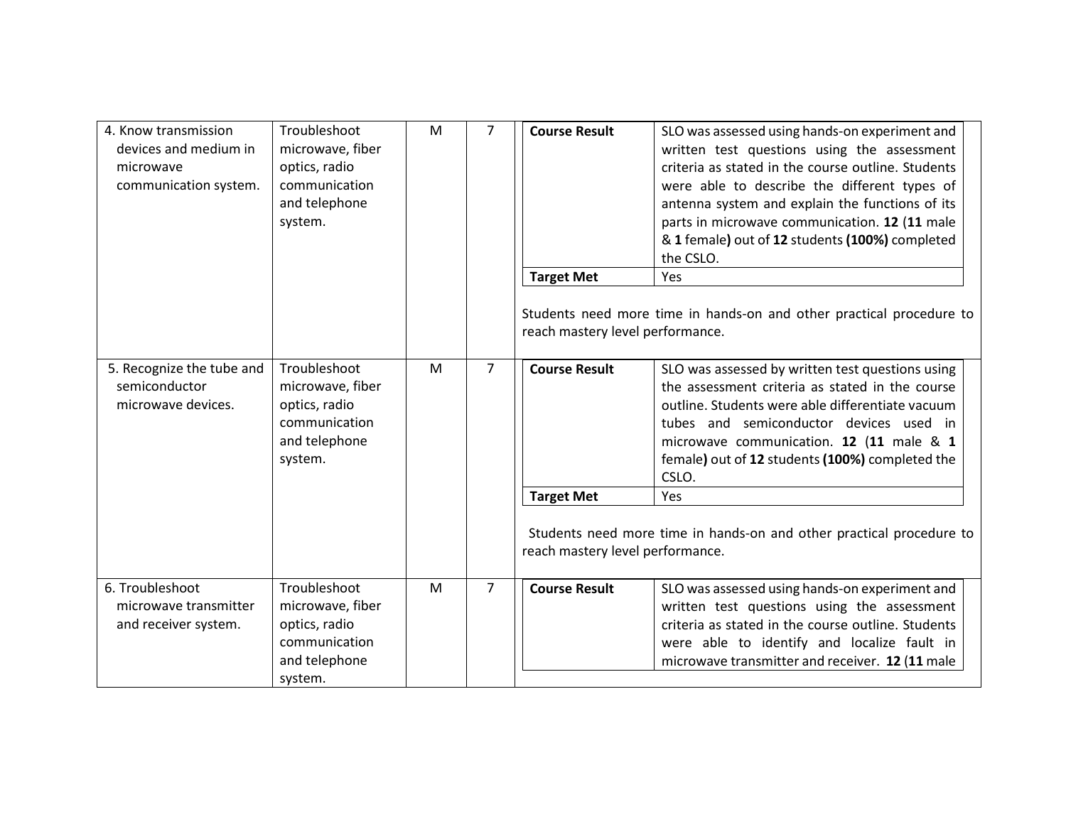| 4. Know transmission devices and medium in microwave communication system. | Troubleshoot microwave, fiber optics, radio communication and telephone system. | M | 7 | **Course Result**: SLO was assessed using hands-on experiment and written test questions using the assessment criteria as stated in the course outline. Students were able to describe the different types of antenna system and explain the functions of its parts in microwave communication. **12** (**11** male & **1** female**)** out of **12** students **(100%)** completed the CSLO.<br>**Target Met**: Yes<br><br>Students need more time in hands-on and other practical procedure to reach mastery level performance. |
|---|---|---|---|---|
| 5. Recognize the tube and semiconductor microwave devices. | Troubleshoot microwave, fiber optics, radio communication and telephone system. | M | 7 | **Course Result**: SLO was assessed by written test questions using the assessment criteria as stated in the course outline. Students were able differentiate vacuum tubes and semiconductor devices used in microwave communication. **12** (**11** male & **1** female**)** out of **12** students **(100%)** completed the CSLO.<br>**Target Met**: Yes<br><br>Students need more time in hands-on and other practical procedure to reach mastery level performance. |
| 6. Troubleshoot microwave transmitter and receiver system. | Troubleshoot microwave, fiber optics, radio communication and telephone system. | M | 7 | **Course Result**: SLO was assessed using hands-on experiment and written test questions using the assessment criteria as stated in the course outline. Students were able to identify and localize fault in microwave transmitter and receiver. **12** (**11** male |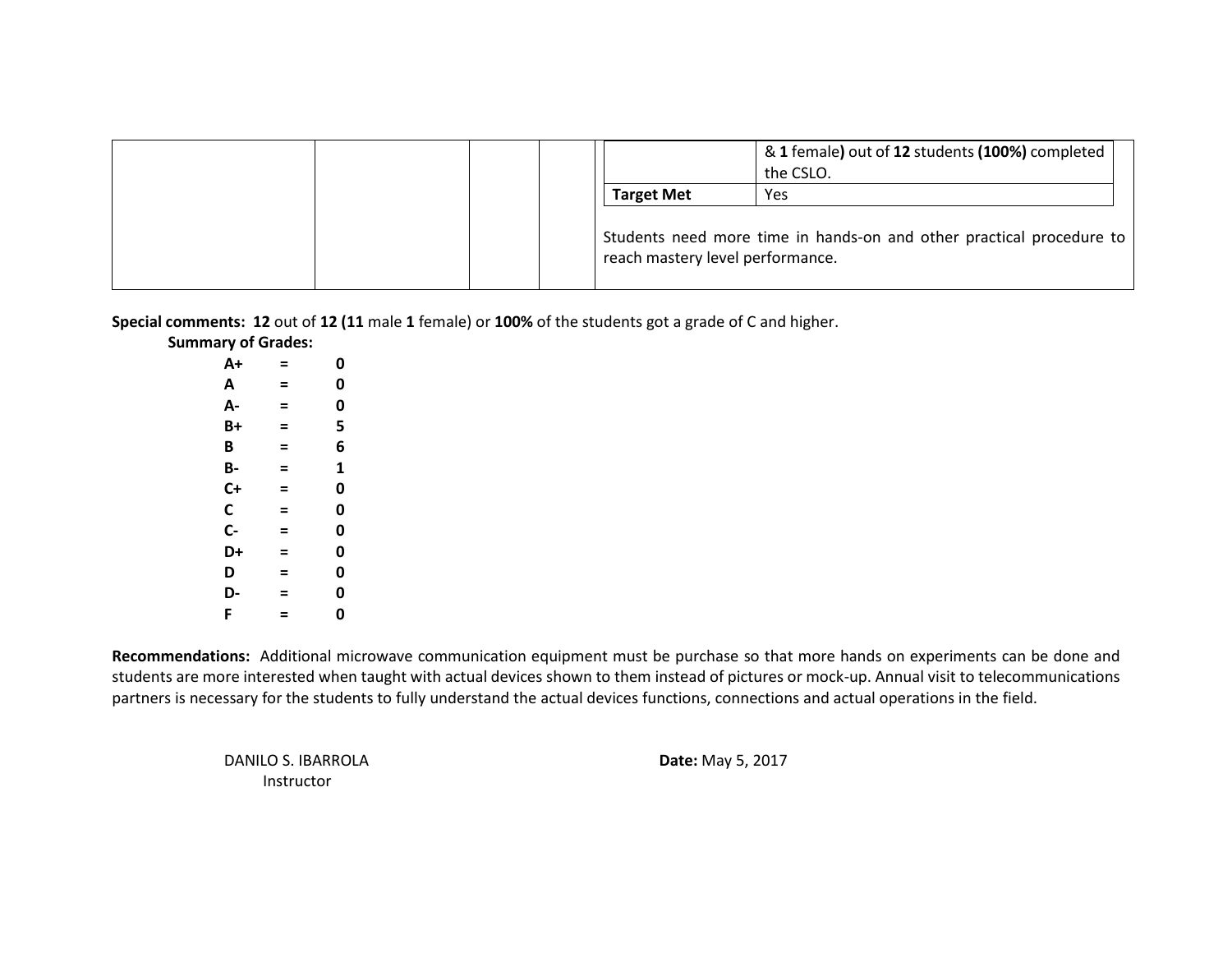| | | | | | | |
|---|---|---|---|---|---|---|
| | | | | | & **1** female**)** out of **12** students **(100%)** completed the CSLO. | |
| | | | | **Target Met** | Yes | |
| | | | | Students need more time in hands-on and other practical procedure to reach mastery level performance. | | |

**Special comments:** **12** out of **12 (11** male **1** female) or **100%** of the students got a grade of C and higher.

**Summary of Grades:**

| | | |
|---|---|---|
| **A+** | **=** | **0** |
| **A** | **=** | **0** |
| **A-** | **=** | **0** |
| **B+** | **=** | **5** |
| **B** | **=** | **6** |
| **B-** | **=** | **1** |
| **C+** | **=** | **0** |
| **C** | **=** | **0** |
| **C-** | **=** | **0** |
| **D+** | **=** | **0** |
| **D** | **=** | **0** |
| **D-** | **=** | **0** |
| **F** | **=** | **0** |

**Recommendations:** Additional microwave communication equipment must be purchase so that more hands on experiments can be done and students are more interested when taught with actual devices shown to them instead of pictures or mock-up. Annual visit to telecommunications partners is necessary for the students to fully understand the actual devices functions, connections and actual operations in the field.

DANILO S. IBARROLA
Instructor

**Date:** May 5, 2017